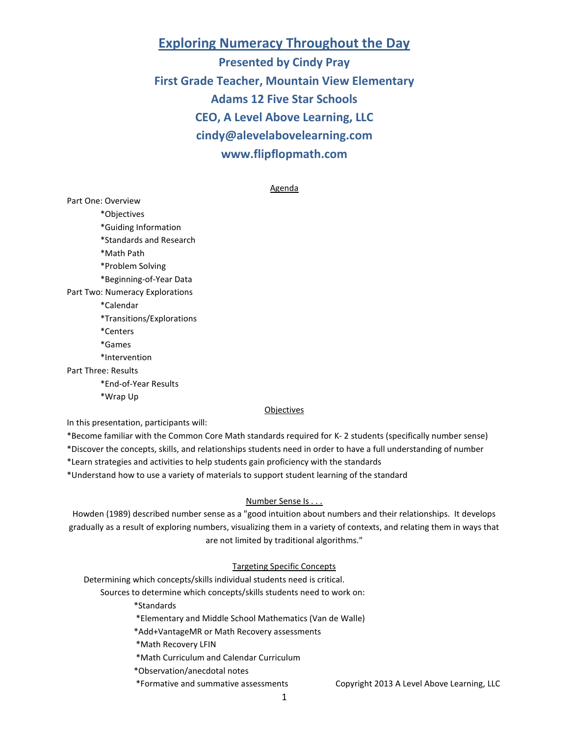# Exploring Numeracy Throughout the Day

## Presented by Cindy Pray
## First Grade Teacher, Mountain View Elementary
## Adams 12 Five Star Schools
## CEO, A Level Above Learning, LLC
## cindy@alevelabovelearning.com
## www.flipflopmath.com

### Agenda

Part One: Overview

- *Objectives
- *Guiding Information
- *Standards and Research
- *Math Path
- *Problem Solving
- *Beginning-of-Year Data

Part Two: Numeracy Explorations

- *Calendar
- *Transitions/Explorations
- *Centers
- *Games
- *Intervention

Part Three: Results

- *End-of-Year Results
- *Wrap Up

### Objectives

In this presentation, participants will:

*Become familiar with the Common Core Math standards required for K- 2 students (specifically number sense)

*Discover the concepts, skills, and relationships students need in order to have a full understanding of number

*Learn strategies and activities to help students gain proficiency with the standards

*Understand how to use a variety of materials to support student learning of the standard

### Number Sense Is . . .

Howden (1989) described number sense as a "good intuition about numbers and their relationships. It develops gradually as a result of exploring numbers, visualizing them in a variety of contexts, and relating them in ways that are not limited by traditional algorithms."

### Targeting Specific Concepts

Determining which concepts/skills individual students need is critical.

Sources to determine which concepts/skills students need to work on:

- *Standards
- *Elementary and Middle School Mathematics (Van de Walle)
- *Add+VantageMR or Math Recovery assessments
- *Math Recovery LFIN
- *Math Curriculum and Calendar Curriculum
- *Observation/anecdotal notes
- *Formative and summative assessments

Copyright 2013 A Level Above Learning, LLC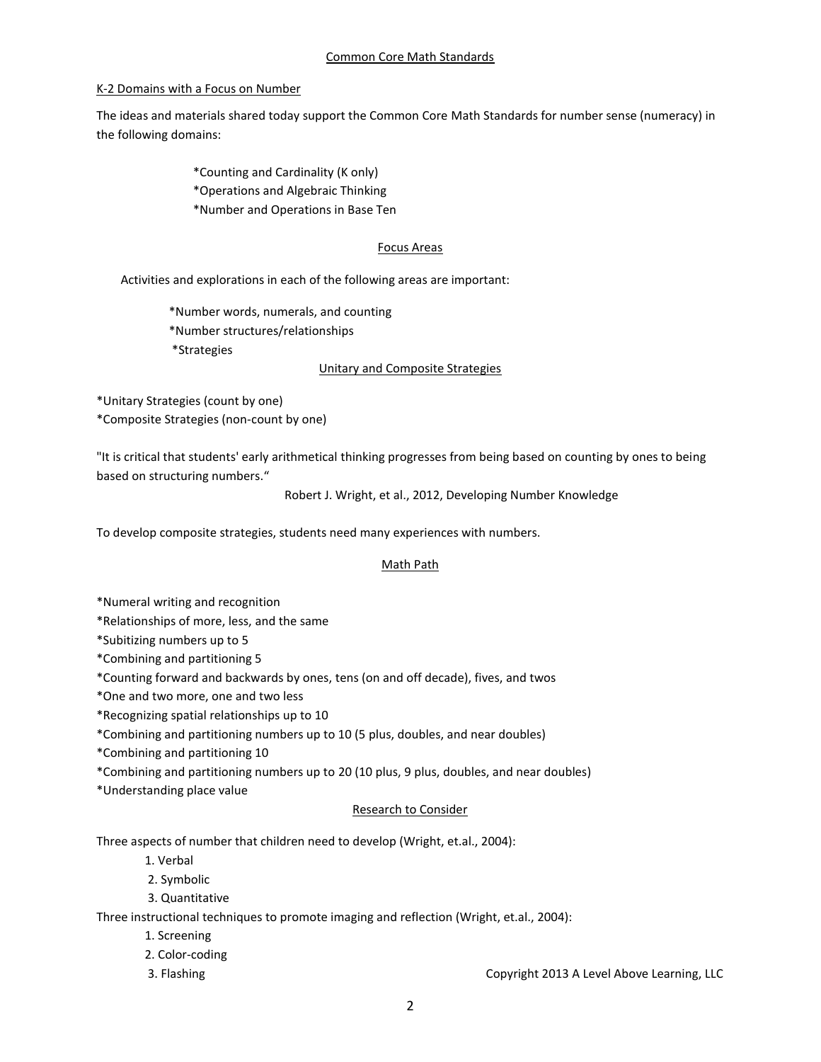## Common Core Math Standards

### K-2 Domains with a Focus on Number

The ideas and materials shared today support the Common Core Math Standards for number sense (numeracy) in the following domains:

*Counting and Cardinality (K only)
*Operations and Algebraic Thinking
*Number and Operations in Base Ten

### Focus Areas

Activities and explorations in each of the following areas are important:

*Number words, numerals, and counting
*Number structures/relationships
*Strategies

### Unitary and Composite Strategies

*Unitary Strategies (count by one)
*Composite Strategies (non-count by one)

"It is critical that students' early arithmetical thinking progresses from being based on counting by ones to being based on structuring numbers."

Robert J. Wright, et al., 2012, Developing Number Knowledge

To develop composite strategies, students need many experiences with numbers.

### Math Path

*Numeral writing and recognition
*Relationships of more, less, and the same
*Subitizing numbers up to 5
*Combining and partitioning 5
*Counting forward and backwards by ones, tens (on and off decade), fives, and twos
*One and two more, one and two less
*Recognizing spatial relationships up to 10
*Combining and partitioning numbers up to 10 (5 plus, doubles, and near doubles)
*Combining and partitioning 10
*Combining and partitioning numbers up to 20 (10 plus, 9 plus, doubles, and near doubles)
*Understanding place value

### Research to Consider

Three aspects of number that children need to develop (Wright, et.al., 2004):

1. Verbal
2. Symbolic
3. Quantitative

Three instructional techniques to promote imaging and reflection (Wright, et.al., 2004):

1. Screening
2. Color-coding
3. Flashing

Copyright 2013 A Level Above Learning, LLC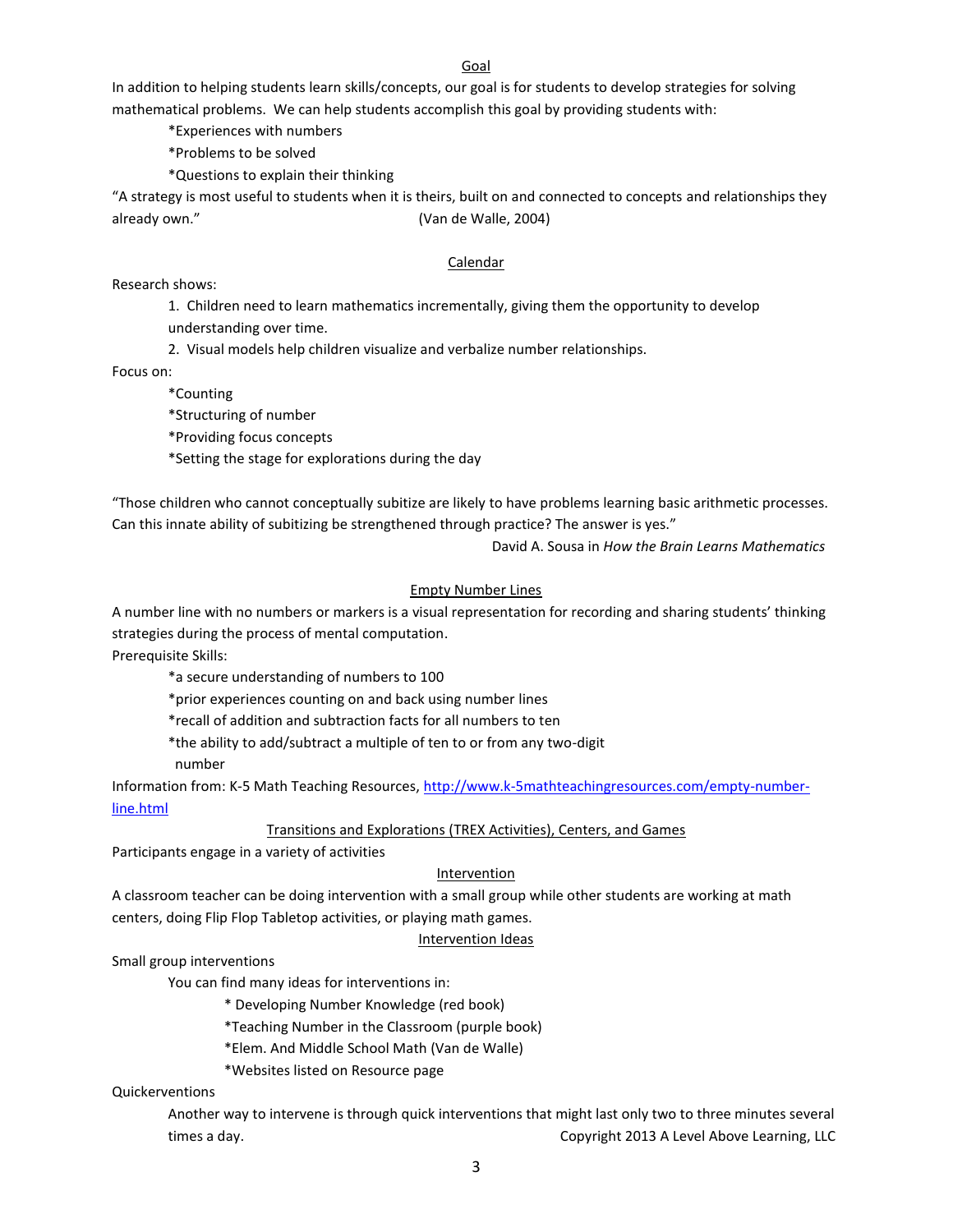## Goal

In addition to helping students learn skills/concepts, our goal is for students to develop strategies for solving mathematical problems. We can help students accomplish this goal by providing students with:

*Experiences with numbers

*Problems to be solved

*Questions to explain their thinking

"A strategy is most useful to students when it is theirs, built on and connected to concepts and relationships they already own." (Van de Walle, 2004)

## Calendar

Research shows:

1. Children need to learn mathematics incrementally, giving them the opportunity to develop understanding over time.
2. Visual models help children visualize and verbalize number relationships.

Focus on:

*Counting

*Structuring of number

*Providing focus concepts

*Setting the stage for explorations during the day

"Those children who cannot conceptually subitize are likely to have problems learning basic arithmetic processes. Can this innate ability of subitizing be strengthened through practice? The answer is yes."

David A. Sousa in *How the Brain Learns Mathematics*

## Empty Number Lines

A number line with no numbers or markers is a visual representation for recording and sharing students' thinking strategies during the process of mental computation.

Prerequisite Skills:

*a secure understanding of numbers to 100

*prior experiences counting on and back using number lines

*recall of addition and subtraction facts for all numbers to ten

*the ability to add/subtract a multiple of ten to or from any two-digit number

Information from: K-5 Math Teaching Resources, [http://www.k-5mathteachingresources.com/empty-number-line.html](http://www.k-5mathteachingresources.com/empty-number-line.html)

## Transitions and Explorations (TREX Activities), Centers, and Games

Participants engage in a variety of activities

## Intervention

A classroom teacher can be doing intervention with a small group while other students are working at math centers, doing Flip Flop Tabletop activities, or playing math games.

## Intervention Ideas

Small group interventions

You can find many ideas for interventions in:

* Developing Number Knowledge (red book)

*Teaching Number in the Classroom (purple book)

*Elem. And Middle School Math (Van de Walle)

*Websites listed on Resource page

Quickerventions

Another way to intervene is through quick interventions that might last only two to three minutes several times a day.

Copyright 2013 A Level Above Learning, LLC